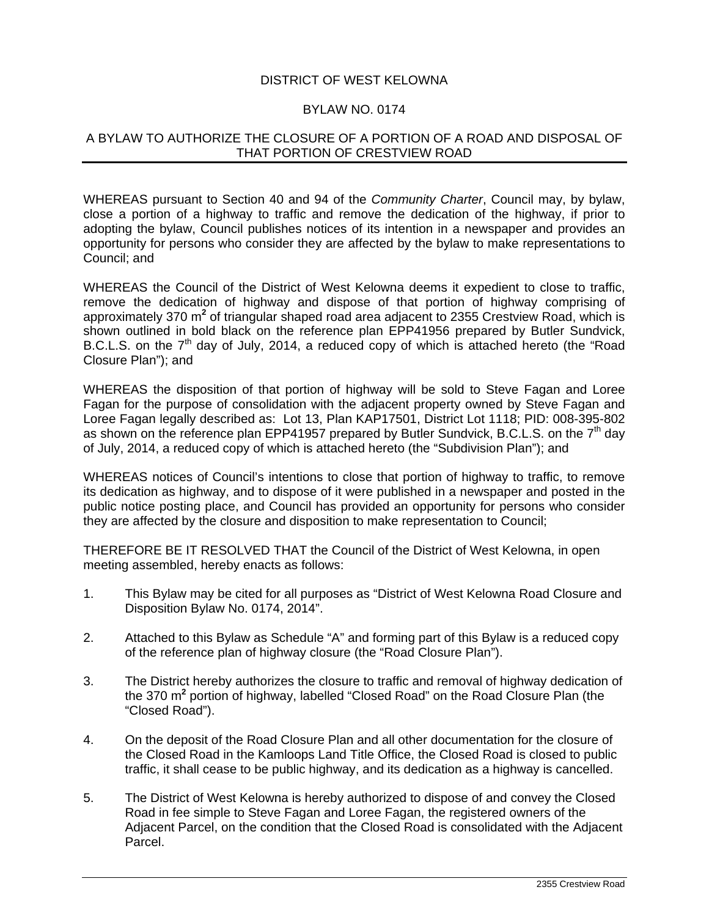# DISTRICT OF WEST KELOWNA

## BYLAW NO. 0174

## A BYLAW TO AUTHORIZE THE CLOSURE OF A PORTION OF A ROAD AND DISPOSAL OF THAT PORTION OF CRESTVIEW ROAD

WHEREAS pursuant to Section 40 and 94 of the *Community Charter*, Council may, by bylaw, close a portion of a highway to traffic and remove the dedication of the highway, if prior to adopting the bylaw, Council publishes notices of its intention in a newspaper and provides an opportunity for persons who consider they are affected by the bylaw to make representations to Council; and

WHEREAS the Council of the District of West Kelowna deems it expedient to close to traffic, remove the dedication of highway and dispose of that portion of highway comprising of approximately 370 m$^2$ of triangular shaped road area adjacent to 2355 Crestview Road, which is shown outlined in bold black on the reference plan EPP41956 prepared by Butler Sundvick, B.C.L.S. on the 7$^{th}$ day of July, 2014, a reduced copy of which is attached hereto (the "Road Closure Plan"); and

WHEREAS the disposition of that portion of highway will be sold to Steve Fagan and Loree Fagan for the purpose of consolidation with the adjacent property owned by Steve Fagan and Loree Fagan legally described as: Lot 13, Plan KAP17501, District Lot 1118; PID: 008-395-802 as shown on the reference plan EPP41957 prepared by Butler Sundvick, B.C.L.S. on the 7$^{th}$ day of July, 2014, a reduced copy of which is attached hereto (the "Subdivision Plan"); and

WHEREAS notices of Council's intentions to close that portion of highway to traffic, to remove its dedication as highway, and to dispose of it were published in a newspaper and posted in the public notice posting place, and Council has provided an opportunity for persons who consider they are affected by the closure and disposition to make representation to Council;

THEREFORE BE IT RESOLVED THAT the Council of the District of West Kelowna, in open meeting assembled, hereby enacts as follows:

1. This Bylaw may be cited for all purposes as "District of West Kelowna Road Closure and Disposition Bylaw No. 0174, 2014".

2. Attached to this Bylaw as Schedule "A" and forming part of this Bylaw is a reduced copy of the reference plan of highway closure (the "Road Closure Plan").

3. The District hereby authorizes the closure to traffic and removal of highway dedication of the 370 m$^2$ portion of highway, labelled "Closed Road" on the Road Closure Plan (the "Closed Road").

4. On the deposit of the Road Closure Plan and all other documentation for the closure of the Closed Road in the Kamloops Land Title Office, the Closed Road is closed to public traffic, it shall cease to be public highway, and its dedication as a highway is cancelled.

5. The District of West Kelowna is hereby authorized to dispose of and convey the Closed Road in fee simple to Steve Fagan and Loree Fagan, the registered owners of the Adjacent Parcel, on the condition that the Closed Road is consolidated with the Adjacent Parcel.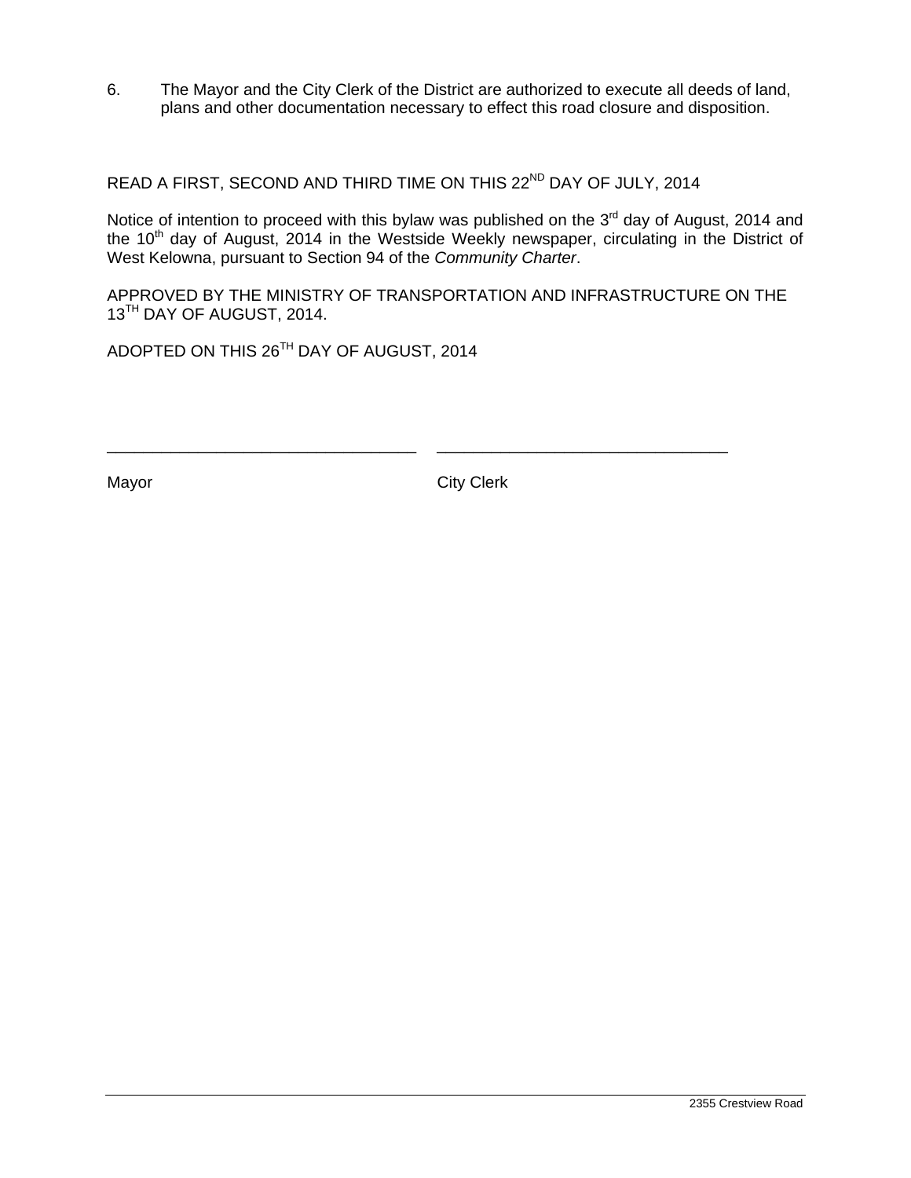6. The Mayor and the City Clerk of the District are authorized to execute all deeds of land, plans and other documentation necessary to effect this road closure and disposition.

READ A FIRST, SECOND AND THIRD TIME ON THIS 22ND DAY OF JULY, 2014

Notice of intention to proceed with this bylaw was published on the 3rd day of August, 2014 and the 10th day of August, 2014 in the Westside Weekly newspaper, circulating in the District of West Kelowna, pursuant to Section 94 of the *Community Charter*.

APPROVED BY THE MINISTRY OF TRANSPORTATION AND INFRASTRUCTURE ON THE 13TH DAY OF AUGUST, 2014.

ADOPTED ON THIS 26TH DAY OF AUGUST, 2014

\_\_\_\_\_\_\_\_\_\_\_\_\_\_\_\_\_\_\_\_\_\_\_\_\_\_\_\_\_\_ \_\_\_\_\_\_\_\_\_\_\_\_\_\_\_\_\_\_\_\_\_\_\_\_\_\_\_\_\_\_

Mayor City Clerk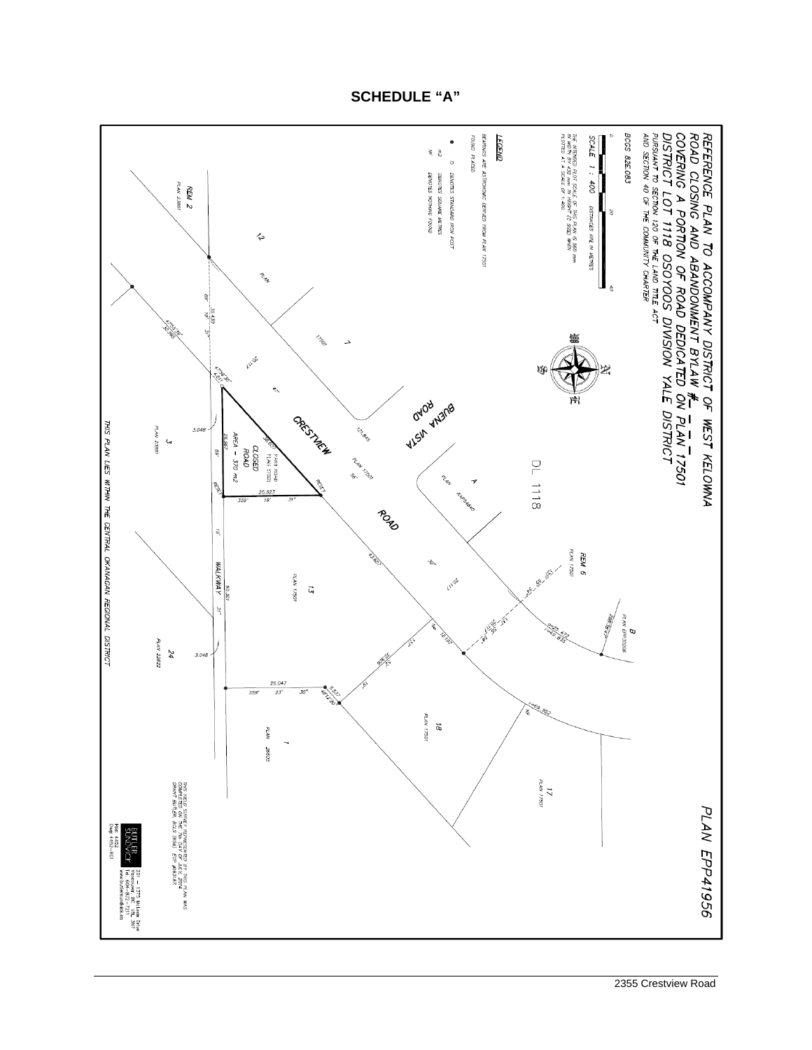# SCHEDULE "A"

**REFERENCE PLAN TO ACCOMPANY DISTRICT OF WEST KELOWNA ROAD CLOSING AND ABANDONMENT BYLAW #\_ \_ \_ \_ COVERING A PORTION OF ROAD DEDICATED ON PLAN 17501 DISTRICT LOT 1118 OSOYOOS DIVISION YALE DISTRICT**

PURSUANT TO SECTION 120 OF THE LAND TITLE ACT AND SECTION 40 OF THE COMMUNITY CHARTER

PLAN EPP41956

BCGS 82E.083

SCALE 1 : 400 DISTANCES ARE IN METRES

0 20 40

THE INTENDED PLOT SIZE OF THIS PLAN IS 560 mm IN WIDTH BY 432 mm IN HEIGHT (C SIZE) WHEN PLOTTED AT A SCALE OF 1:400

**LEGEND**

BEARINGS ARE ASTRONOMIC DERIVED FROM PLAN 17501

FOUND PLACED

● ○ DENOTES STANDARD IRON POST

m2 DENOTES SQUARE METRES

NF DENOTES NOTHING FOUND

CRESTVIEW ROAD

BUENA VISTA ROAD

DL 1118

CLOSED ROAD AREA - 370 m2

PART ROAD PLAN 17501

WALKWAY

REM 2 PLAN 23881

12 PLAN 17501

7

3 PLAN 23881

A PLAN KAP84840

REM 6 PLAN 17501

B PLAN EPP30206

13 PLAN 17501

24 PLAN 23632

18 PLAN 17501

1 PLAN 26605

17 PLAN 17501

THIS PLAN LIES WITHIN THE CENTRAL OKANAGAN REGIONAL DISTRICT

THIS FIELD SURVEY REPRESENTED BY THIS PLAN WAS COMPLETED ON THE 7th DAY OF JULY, 2014
GRANT BUTLER, BCLS (658) EOP #63187

BUTLER SURVEYS
201 – 1575 McLean Drive
Vancouver BC V6L 3N7
Tel. 604-882-7111
www.butlersurveys.ca
File: 4455
Dwg: 4455–RD1